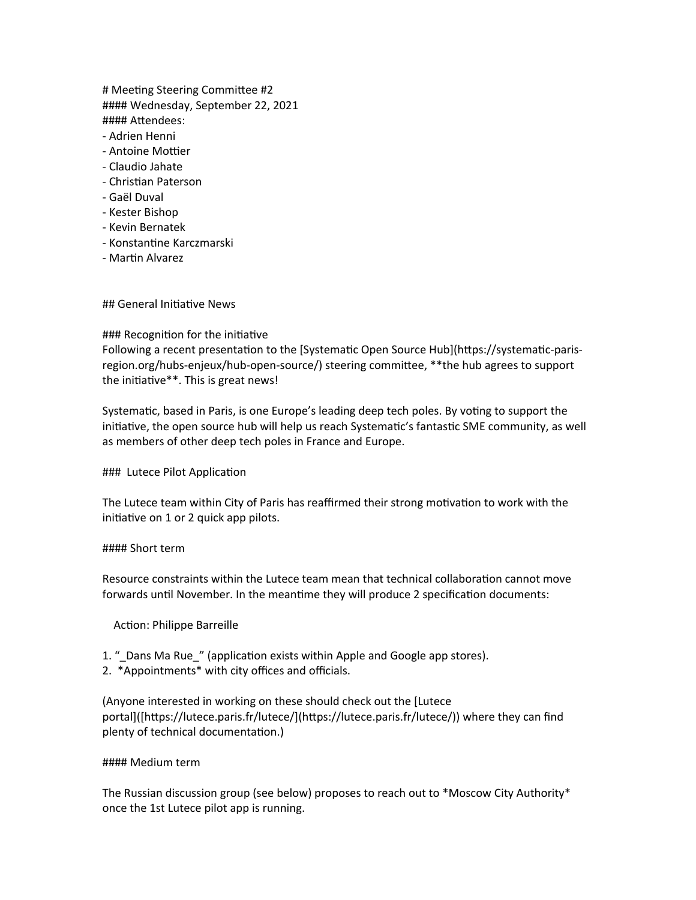# Meeting Steering Committee #2
#### Wednesday, September 22, 2021
#### Attendees:
- Adrien Henni
- Antoine Mottier
- Claudio Jahate
- Christian Paterson
- Gaël Duval
- Kester Bishop
- Kevin Bernatek
- Konstantine Karczmarski
- Martin Alvarez

## General Initiative News

### Recognition for the initiative
Following a recent presentation to the [Systematic Open Source Hub](https://systematic-paris-region.org/hubs-enjeux/hub-open-source/) steering committee, **the hub agrees to support the initiative**. This is great news!

Systematic, based in Paris, is one Europe's leading deep tech poles. By voting to support the initiative, the open source hub will help us reach Systematic's fantastic SME community, as well as members of other deep tech poles in France and Europe.

###  Lutece Pilot Application

The Lutece team within City of Paris has reaffirmed their strong motivation to work with the initiative on 1 or 2 quick app pilots.

#### Short term

Resource constraints within the Lutece team mean that technical collaboration cannot move forwards until November. In the meantime they will produce 2 specification documents:

   Action: Philippe Barreille

1. "_Dans Ma Rue_" (application exists within Apple and Google app stores).
2.  *Appointments* with city offices and officials.

(Anyone interested in working on these should check out the [Lutece portal]([https://lutece.paris.fr/lutece/](https://lutece.paris.fr/lutece/)) where they can find plenty of technical documentation.)

#### Medium term

The Russian discussion group (see below) proposes to reach out to *Moscow City Authority* once the 1st Lutece pilot app is running.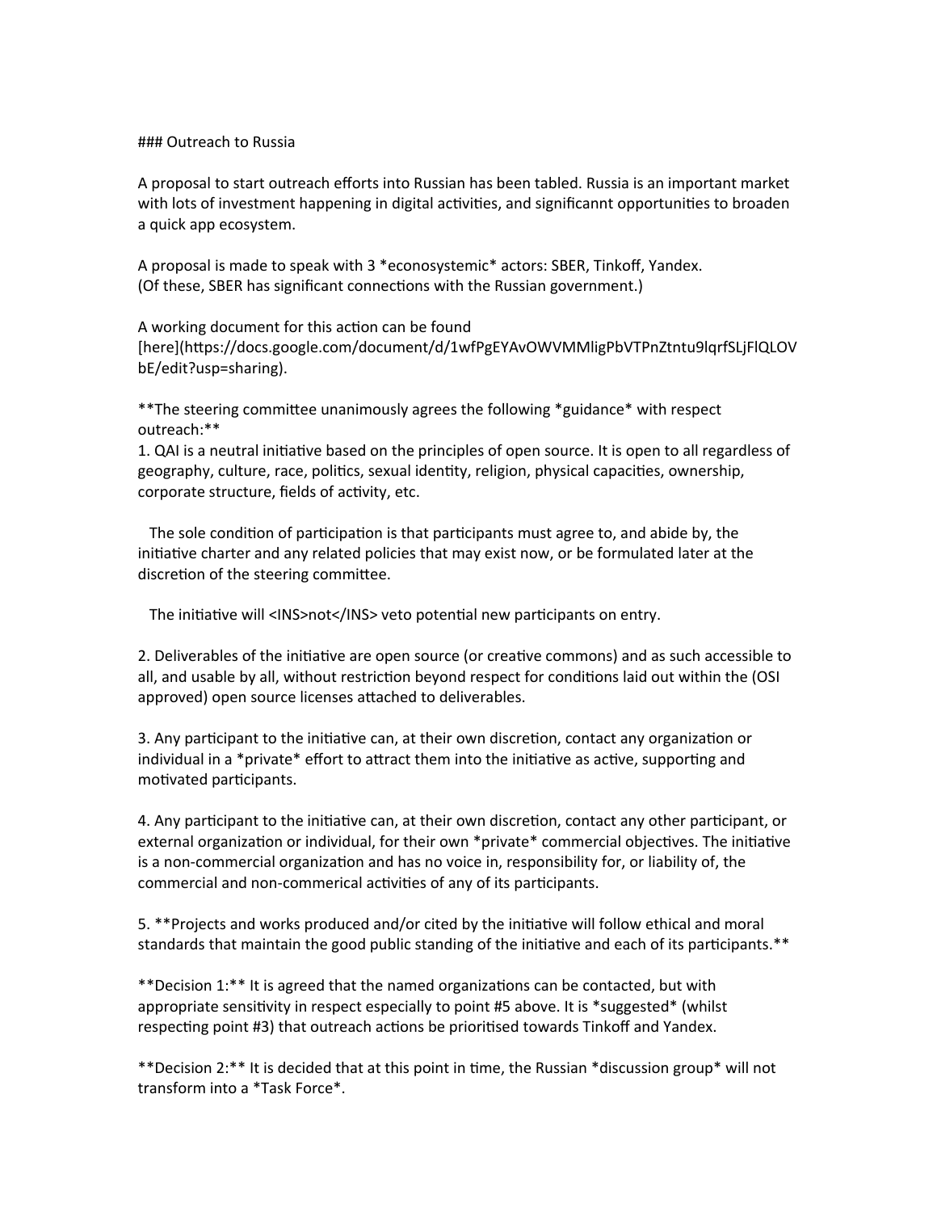### Outreach to Russia

A proposal to start outreach efforts into Russian has been tabled. Russia is an important market with lots of investment happening in digital activities, and significannt opportunities to broaden a quick app ecosystem.

A proposal is made to speak with 3 *econosystemic* actors: SBER, Tinkoff, Yandex.
(Of these, SBER has significant connections with the Russian government.)

A working document for this action can be found [here](https://docs.google.com/document/d/1wfPgEYAvOWVMMligPbVTPnZtntu9lqrfSLjFlQLOVbE/edit?usp=sharing).

**The steering committee unanimously agrees the following *guidance* with respect outreach:**

1. QAI is a neutral initiative based on the principles of open source. It is open to all regardless of geography, culture, race, politics, sexual identity, religion, physical capacities, ownership, corporate structure, fields of activity, etc.

   The sole condition of participation is that participants must agree to, and abide by, the initiative charter and any related policies that may exist now, or be formulated later at the discretion of the steering committee.

   The initiative will <INS>not</INS> veto potential new participants on entry.

2. Deliverables of the initiative are open source (or creative commons) and as such accessible to all, and usable by all, without restriction beyond respect for conditions laid out within the (OSI approved) open source licenses attached to deliverables.

3. Any participant to the initiative can, at their own discretion, contact any organization or individual in a *private* effort to attract them into the initiative as active, supporting and motivated participants.

4. Any participant to the initiative can, at their own discretion, contact any other participant, or external organization or individual, for their own *private* commercial objectives. The initiative is a non-commercial organization and has no voice in, responsibility for, or liability of, the commercial and non-commerical activities of any of its participants.

5. **Projects and works produced and/or cited by the initiative will follow ethical and moral standards that maintain the good public standing of the initiative and each of its participants.**

**Decision 1:** It is agreed that the named organizations can be contacted, but with appropriate sensitivity in respect especially to point #5 above. It is *suggested* (whilst respecting point #3) that outreach actions be prioritised towards Tinkoff and Yandex.

**Decision 2:** It is decided that at this point in time, the Russian *discussion group* will not transform into a *Task Force*.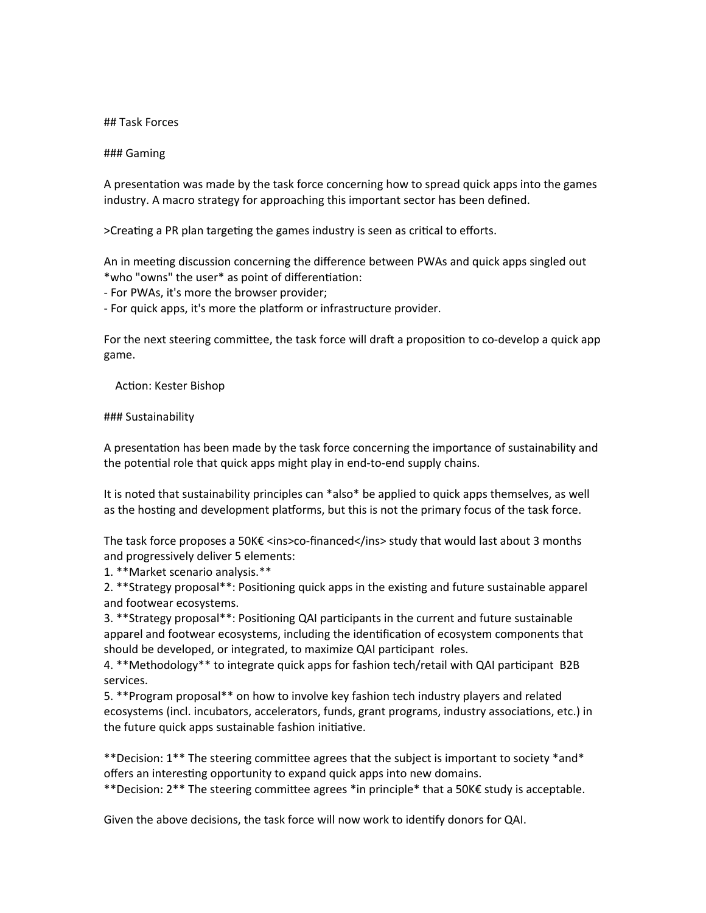## Task Forces

### Gaming

A presentation was made by the task force concerning how to spread quick apps into the games industry. A macro strategy for approaching this important sector has been defined.

>Creating a PR plan targeting the games industry is seen as critical to efforts.

An in meeting discussion concerning the difference between PWAs and quick apps singled out *who "owns" the user* as point of differentiation:
- For PWAs, it's more the browser provider;
- For quick apps, it's more the platform or infrastructure provider.

For the next steering committee, the task force will draft a proposition to co-develop a quick app game.

Action: Kester Bishop

### Sustainability

A presentation has been made by the task force concerning the importance of sustainability and the potential role that quick apps might play in end-to-end supply chains.

It is noted that sustainability principles can *also* be applied to quick apps themselves, as well as the hosting and development platforms, but this is not the primary focus of the task force.

The task force proposes a 50K€ <ins>co-financed</ins> study that would last about 3 months and progressively deliver 5 elements:
1. **Market scenario analysis.**
2. **Strategy proposal**: Positioning quick apps in the existing and future sustainable apparel and footwear ecosystems.
3. **Strategy proposal**: Positioning QAI participants in the current and future sustainable apparel and footwear ecosystems, including the identification of ecosystem components that should be developed, or integrated, to maximize QAI participant roles.
4. **Methodology** to integrate quick apps for fashion tech/retail with QAI participant B2B services.
5. **Program proposal** on how to involve key fashion tech industry players and related ecosystems (incl. incubators, accelerators, funds, grant programs, industry associations, etc.) in the future quick apps sustainable fashion initiative.

**Decision: 1** The steering committee agrees that the subject is important to society *and* offers an interesting opportunity to expand quick apps into new domains.
**Decision: 2** The steering committee agrees *in principle* that a 50K€ study is acceptable.

Given the above decisions, the task force will now work to identify donors for QAI.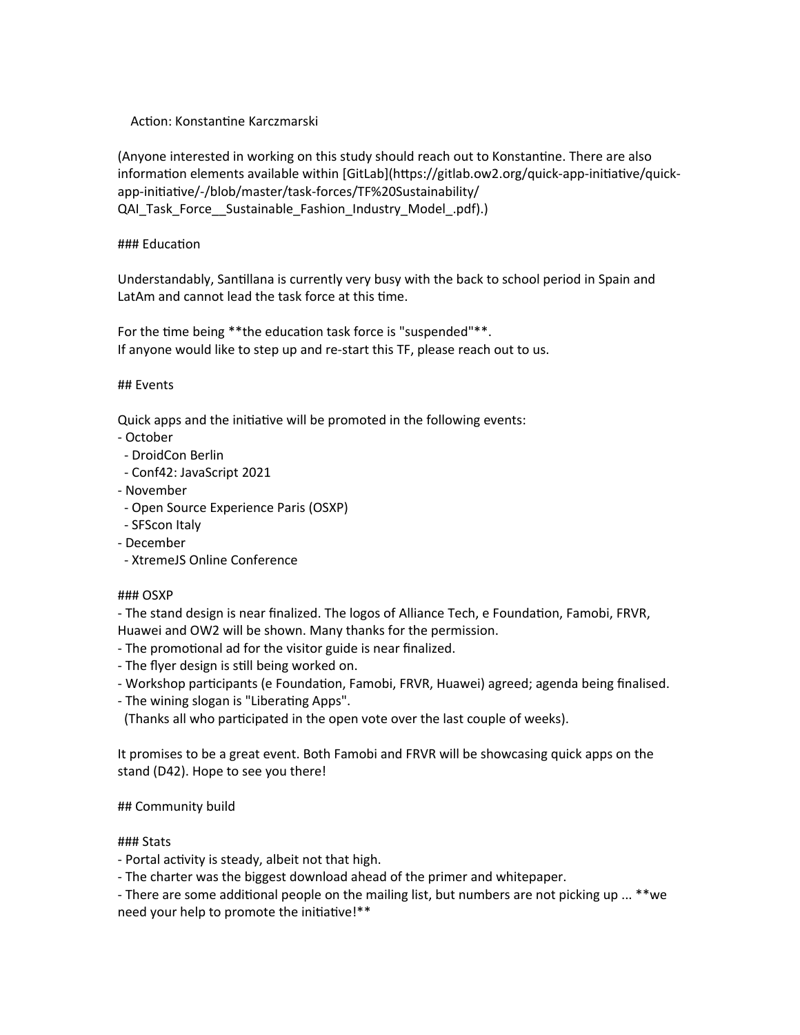Action: Konstantine Karczmarski

(Anyone interested in working on this study should reach out to Konstantine. There are also information elements available within [GitLab](https://gitlab.ow2.org/quick-app-initiative/quick-app-initiative/-/blob/master/task-forces/TF%20Sustainability/QAI_Task_Force__Sustainable_Fashion_Industry_Model_.pdf).)

### Education

Understandably, Santillana is currently very busy with the back to school period in Spain and LatAm and cannot lead the task force at this time.

For the time being **the education task force is "suspended"**.
If anyone would like to step up and re-start this TF, please reach out to us.

## Events

Quick apps and the initiative will be promoted in the following events:
- October
  - DroidCon Berlin
  - Conf42: JavaScript 2021
- November
  - Open Source Experience Paris (OSXP)
  - SFScon Italy
- December
  - XtremeJS Online Conference

### OSXP
- The stand design is near finalized. The logos of Alliance Tech, e Foundation, Famobi, FRVR, Huawei and OW2 will be shown. Many thanks for the permission.
- The promotional ad for the visitor guide is near finalized.
- The flyer design is still being worked on.
- Workshop participants (e Foundation, Famobi, FRVR, Huawei) agreed; agenda being finalised.
- The wining slogan is "Liberating Apps".
  (Thanks all who participated in the open vote over the last couple of weeks).

It promises to be a great event. Both Famobi and FRVR will be showcasing quick apps on the stand (D42). Hope to see you there!

## Community build

### Stats
- Portal activity is steady, albeit not that high.
- The charter was the biggest download ahead of the primer and whitepaper.
- There are some additional people on the mailing list, but numbers are not picking up ... **we need your help to promote the initiative!**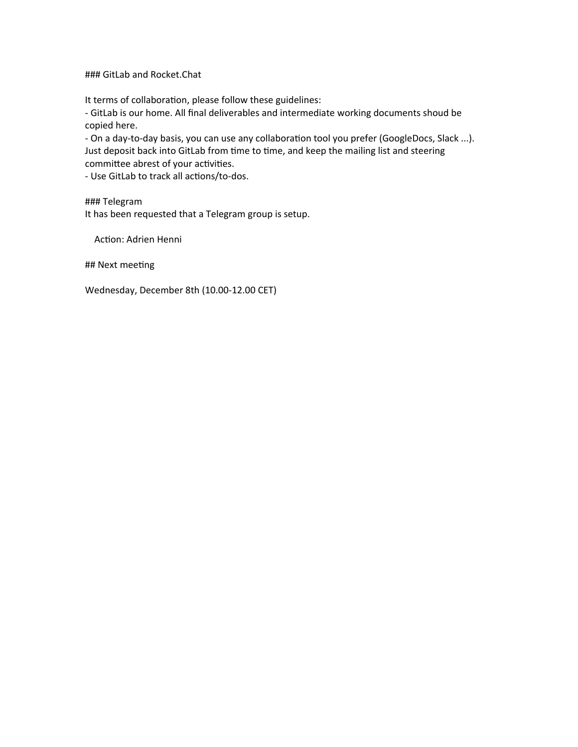### GitLab and Rocket.Chat

It terms of collaboration, please follow these guidelines:
- GitLab is our home. All final deliverables and intermediate working documents shoud be copied here.
- On a day-to-day basis, you can use any collaboration tool you prefer (GoogleDocs, Slack ...). Just deposit back into GitLab from time to time, and keep the mailing list and steering committee abrest of your activities.
- Use GitLab to track all actions/to-dos.

### Telegram
It has been requested that a Telegram group is setup.

Action: Adrien Henni

## Next meeting

Wednesday, December 8th (10.00-12.00 CET)